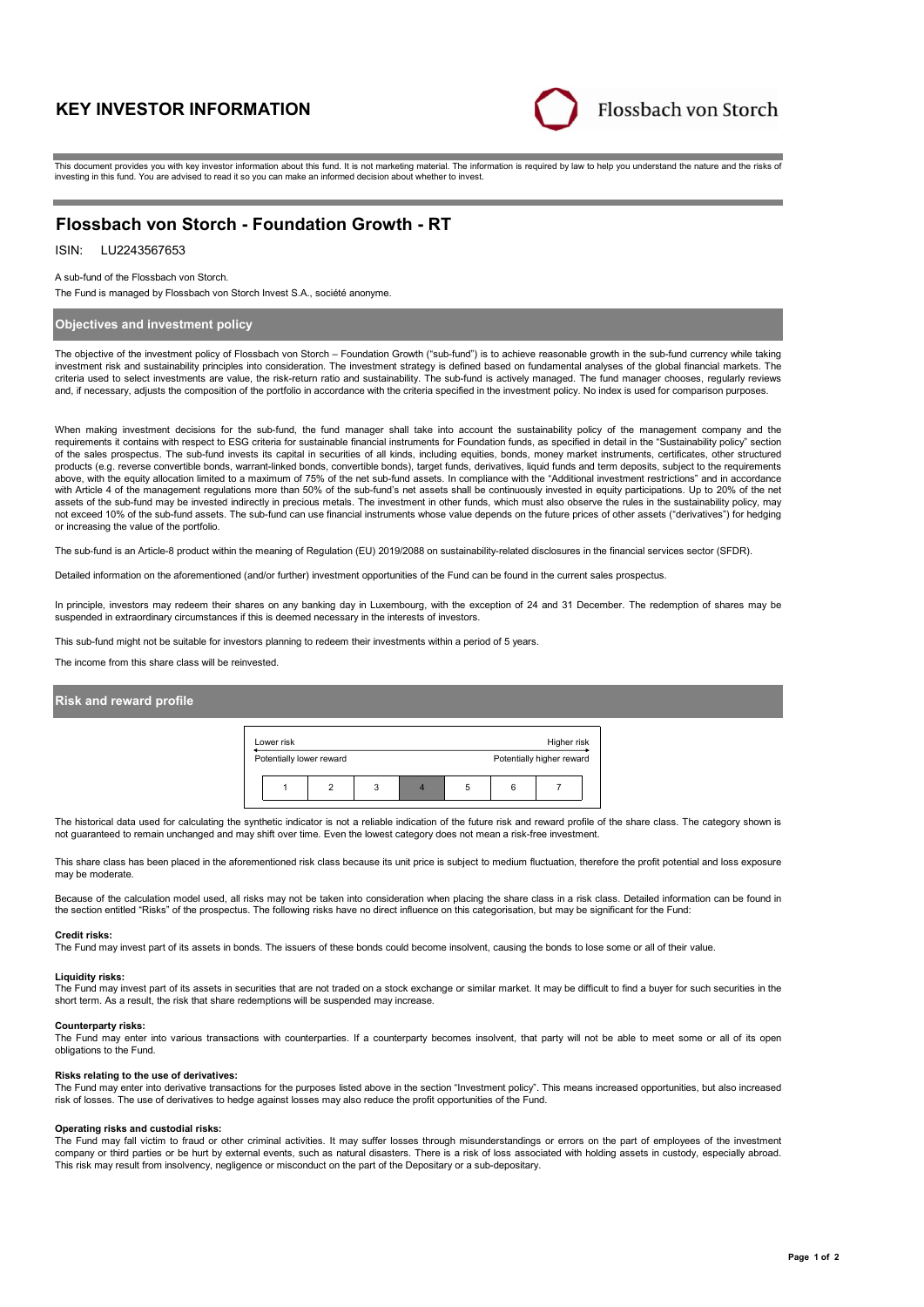# KEY INVESTOR INFORMATION

Flossbach von Storch

This document provides you with key investor information about this fund. It is not marketing material. The information is required by law to help you understand the nature and the risks of investing in this fund. You are advised to read it so you can make an informed decision about whether to invest.

## Flossbach von Storch - Foundation Growth - RT

ISIN: LU2243567653

A sub-fund of the Flossbach von Storch.

The Fund is managed by Flossbach von Storch Invest S.A., société anonyme.

### Objectives and investment policy

The objective of the investment policy of Flossbach von Storch – Foundation Growth ("sub-fund") is to achieve reasonable growth in the sub-fund currency while taking investment risk and sustainability principles into consideration. The investment strategy is defined based on fundamental analyses of the global financial markets. The criteria used to select investments are value, the risk-return ratio and sustainability. The sub-fund is actively managed. The fund manager chooses, regularly reviews and, if necessary, adjusts the composition of the portfolio in accordance with the criteria specified in the investment policy. No index is used for comparison purposes.

When making investment decisions for the sub-fund, the fund manager shall take into account the sustainability policy of the management company and the requirements it contains with respect to ESG criteria for sustainable financial instruments for Foundation funds, as specified in detail in the "Sustainability policy" section of the sales prospectus. The sub-fund invests its capital in securities of all kinds, including equities, bonds, money market instruments, certificates, other structured products (e.g. reverse convertible bonds, warrant-linked bonds, convertible bonds), target funds, derivatives, liquid funds and term deposits, subject to the requirements above, with the equity allocation limited to a maximum of 75% of the net sub-fund assets. In compliance with the "Additional investment restrictions" and in accordance with Article 4 of the management regulations more than 50% of the sub-fund's net assets shall be continuously invested in equity participations. Up to 20% of the net assets of the sub-fund may be invested indirectly in precious metals. The investment in other funds, which must also observe the rules in the sustainability policy, may not exceed 10% of the sub-fund assets. The sub-fund can use financial instruments whose value depends on the future prices of other assets ("derivatives") for hedging or increasing the value of the portfolio.

The sub-fund is an Article-8 product within the meaning of Regulation (EU) 2019/2088 on sustainability-related disclosures in the financial services sector (SFDR).

Detailed information on the aforementioned (and/or further) investment opportunities of the Fund can be found in the current sales prospectus.

In principle, investors may redeem their shares on any banking day in Luxembourg, with the exception of 24 and 31 December. The redemption of shares may be suspended in extraordinary circumstances if this is deemed necessary in the interests of investors.

This sub-fund might not be suitable for investors planning to redeem their investments within a period of 5 years.

The income from this share class will be reinvested.

### Risk and reward profile

| Lower risk | | | | | | Higher risk |
|---|---|---|---|---|---|---|
| Potentially lower reward | | | | | | Potentially higher reward |
| 1 | 2 | 3 | **4** | 5 | 6 | 7 |

The historical data used for calculating the synthetic indicator is not a reliable indication of the future risk and reward profile of the share class. The category shown is not guaranteed to remain unchanged and may shift over time. Even the lowest category does not mean a risk-free investment.

This share class has been placed in the aforementioned risk class because its unit price is subject to medium fluctuation, therefore the profit potential and loss exposure may be moderate.

Because of the calculation model used, all risks may not be taken into consideration when placing the share class in a risk class. Detailed information can be found in the section entitled "Risks" of the prospectus. The following risks have no direct influence on this categorisation, but may be significant for the Fund:

**Credit risks:**
The Fund may invest part of its assets in bonds. The issuers of these bonds could become insolvent, causing the bonds to lose some or all of their value.

**Liquidity risks:**
The Fund may invest part of its assets in securities that are not traded on a stock exchange or similar market. It may be difficult to find a buyer for such securities in the short term. As a result, the risk that share redemptions will be suspended may increase.

**Counterparty risks:**
The Fund may enter into various transactions with counterparties. If a counterparty becomes insolvent, that party will not be able to meet some or all of its open obligations to the Fund.

**Risks relating to the use of derivatives:**
The Fund may enter into derivative transactions for the purposes listed above in the section "Investment policy". This means increased opportunities, but also increased risk of losses. The use of derivatives to hedge against losses may also reduce the profit opportunities of the Fund.

**Operating risks and custodial risks:**
The Fund may fall victim to fraud or other criminal activities. It may suffer losses through misunderstandings or errors on the part of employees of the investment company or third parties or be hurt by external events, such as natural disasters. There is a risk of loss associated with holding assets in custody, especially abroad. This risk may result from insolvency, negligence or misconduct on the part of the Depositary or a sub-depositary.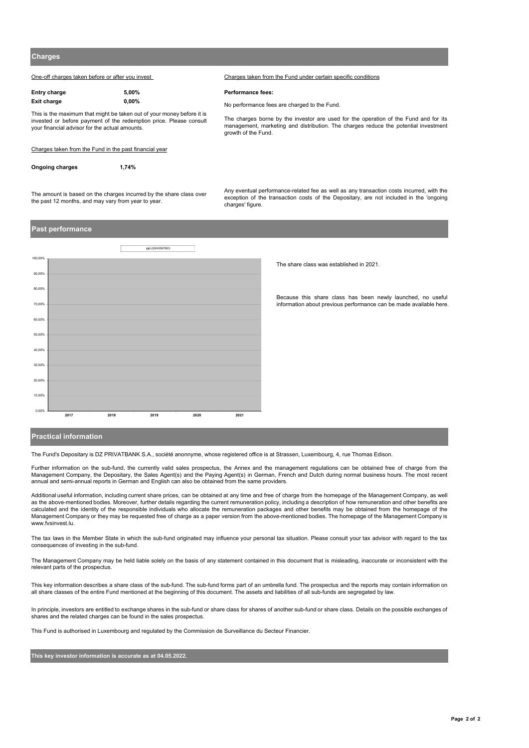## Charges

One-off charges taken before or after you invest

| | |
|---|---|
| **Entry charge** | **5,00%** |
| **Exit charge** | **0,00%** |

This is the maximum that might be taken out of your money before it is invested or before payment of the redemption price. Please consult your financial advisor for the actual amounts.

Charges taken from the Fund in the past financial year

| | |
|---|---|
| **Ongoing charges** | **1,74%** |

The amount is based on the charges incurred by the share class over the past 12 months, and may vary from year to year.

Charges taken from the Fund under certain specific conditions

**Performance fees:**

No performance fees are charged to the Fund.

The charges borne by the investor are used for the operation of the Fund and for its management, marketing and distribution. The charges reduce the potential investment growth of the Fund.

Any eventual performance-related fee as well as any transaction costs incurred, with the exception of the transaction costs of the Depositary, are not included in the 'ongoing charges' figure.

## Past performance

LU2243567653

100,00%
90,00%
80,00%
70,00%
60,00%
50,00%
40,00%
30,00%
20,00%
10,00%
0,00%

2017 2018 2019 2020 2021

The share class was established in 2021.

Because this share class has been newly launched, no useful information about previous performance can be made available here.

## Practical information

The Fund's Depositary is DZ PRIVATBANK S.A., société anonnyme, whose registered office is at Strassen, Luxembourg, 4, rue Thomas Edison.

Further information on the sub-fund, the currently valid sales prospectus, the Annex and the management regulations can be obtained free of charge from the Management Company, the Depositary, the Sales Agent(s) and the Paying Agent(s) in German, French and Dutch during normal business hours. The most recent annual and semi-annual reports in German and English can also be obtained from the same providers.

Additional useful information, including current share prices, can be obtained at any time and free of charge from the homepage of the Management Company, as well as the above-mentioned bodies. Moreover, further details regarding the current remuneration policy, including a description of how remuneration and other benefits are calculated and the identity of the responsible individuals who allocate the remuneration packages and other benefits may be obtained from the homepage of the Management Company or they may be requested free of charge as a paper version from the above-mentioned bodies. The homepage of the Management Company is www.fvsinvest.lu.

The tax laws in the Member State in which the sub-fund originated may influence your personal tax situation. Please consult your tax advisor with regard to the tax consequences of investing in the sub-fund.

The Management Company may be held liable solely on the basis of any statement contained in this document that is misleading, inaccurate or inconsistent with the relevant parts of the prospectus.

This key information describes a share class of the sub-fund. The sub-fund forms part of an umbrella fund. The prospectus and the reports may contain information on all share classes of the entire Fund mentioned at the beginning of this document. The assets and liabilities of all sub-funds are segregated by law.

In principle, investors are entitled to exchange shares in the sub-fund or share class for shares of another sub-fund or share class. Details on the possible exchanges of shares and the related charges can be found in the sales prospectus.

This Fund is authorised in Luxembourg and regulated by the Commission de Surveillance du Secteur Financier.

**This key investor information is accurate as at 04.05.2022.**